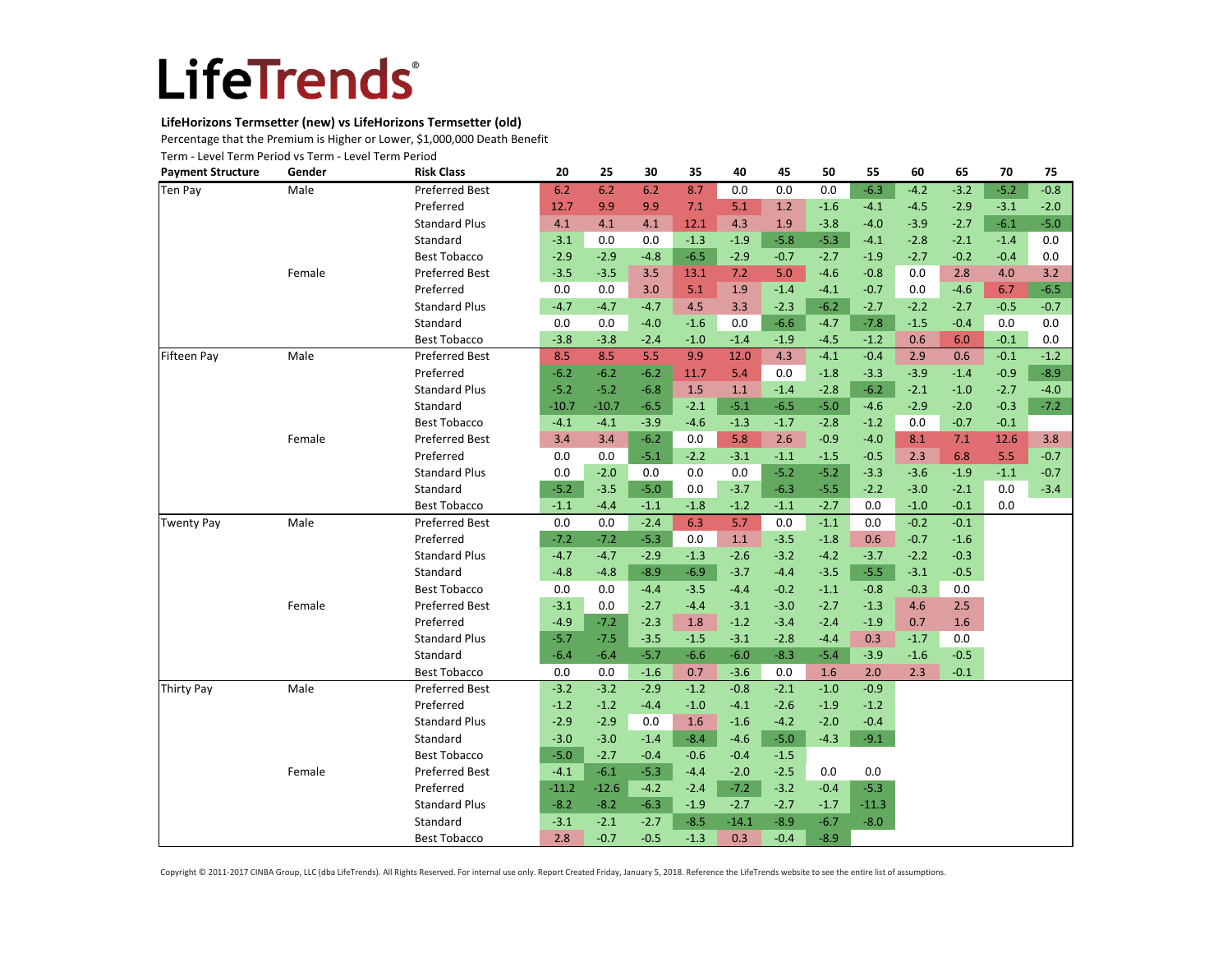# LifeTrends®

**LifeHorizons Termsetter (new) vs LifeHorizons Termsetter (old)**

Percentage that the Premium is Higher or Lower, $1,000,000 Death Benefit

Term - Level Term Period vs Term - Level Term Period

| Payment Structure | Gender | Risk Class | 20 | 25 | 30 | 35 | 40 | 45 | 50 | 55 | 60 | 65 | 70 | 75 |
|---|---|---|---|---|---|---|---|---|---|---|---|---|---|---|
| Ten Pay | Male | Preferred Best | 6.2 | 6.2 | 6.2 | 8.7 | 0.0 | 0.0 | 0.0 | -6.3 | -4.2 | -3.2 | -5.2 | -0.8 |
| | | Preferred | 12.7 | 9.9 | 9.9 | 7.1 | 5.1 | 1.2 | -1.6 | -4.1 | -4.5 | -2.9 | -3.1 | -2.0 |
| | | Standard Plus | 4.1 | 4.1 | 4.1 | 12.1 | 4.3 | 1.9 | -3.8 | -4.0 | -3.9 | -2.7 | -6.1 | -5.0 |
| | | Standard | -3.1 | 0.0 | 0.0 | -1.3 | -1.9 | -5.8 | -5.3 | -4.1 | -2.8 | -2.1 | -1.4 | 0.0 |
| | | Best Tobacco | -2.9 | -2.9 | -4.8 | -6.5 | -2.9 | -0.7 | -2.7 | -1.9 | -2.7 | -0.2 | -0.4 | 0.0 |
| | Female | Preferred Best | -3.5 | -3.5 | 3.5 | 13.1 | 7.2 | 5.0 | -4.6 | -0.8 | 0.0 | 2.8 | 4.0 | 3.2 |
| | | Preferred | 0.0 | 0.0 | 3.0 | 5.1 | 1.9 | -1.4 | -4.1 | -0.7 | 0.0 | -4.6 | 6.7 | -6.5 |
| | | Standard Plus | -4.7 | -4.7 | -4.7 | 4.5 | 3.3 | -2.3 | -6.2 | -2.7 | -2.2 | -2.7 | -0.5 | -0.7 |
| | | Standard | 0.0 | 0.0 | -4.0 | -1.6 | 0.0 | -6.6 | -4.7 | -7.8 | -1.5 | -0.4 | 0.0 | 0.0 |
| | | Best Tobacco | -3.8 | -3.8 | -2.4 | -1.0 | -1.4 | -1.9 | -4.5 | -1.2 | 0.6 | 6.0 | -0.1 | 0.0 |
| Fifteen Pay | Male | Preferred Best | 8.5 | 8.5 | 5.5 | 9.9 | 12.0 | 4.3 | -4.1 | -0.4 | 2.9 | 0.6 | -0.1 | -1.2 |
| | | Preferred | -6.2 | -6.2 | -6.2 | 11.7 | 5.4 | 0.0 | -1.8 | -3.3 | -3.9 | -1.4 | -0.9 | -8.9 |
| | | Standard Plus | -5.2 | -5.2 | -6.8 | 1.5 | 1.1 | -1.4 | -2.8 | -6.2 | -2.1 | -1.0 | -2.7 | -4.0 |
| | | Standard | -10.7 | -10.7 | -6.5 | -2.1 | -5.1 | -6.5 | -5.0 | -4.6 | -2.9 | -2.0 | -0.3 | -7.2 |
| | | Best Tobacco | -4.1 | -4.1 | -3.9 | -4.6 | -1.3 | -1.7 | -2.8 | -1.2 | 0.0 | -0.7 | -0.1 | |
| | Female | Preferred Best | 3.4 | 3.4 | -6.2 | 0.0 | 5.8 | 2.6 | -0.9 | -4.0 | 8.1 | 7.1 | 12.6 | 3.8 |
| | | Preferred | 0.0 | 0.0 | -5.1 | -2.2 | -3.1 | -1.1 | -1.5 | -0.5 | 2.3 | 6.8 | 5.5 | -0.7 |
| | | Standard Plus | 0.0 | -2.0 | 0.0 | 0.0 | 0.0 | -5.2 | -5.2 | -3.3 | -3.6 | -1.9 | -1.1 | -0.7 |
| | | Standard | -5.2 | -3.5 | -5.0 | 0.0 | -3.7 | -6.3 | -5.5 | -2.2 | -3.0 | -2.1 | 0.0 | -3.4 |
| | | Best Tobacco | -1.1 | -4.4 | -1.1 | -1.8 | -1.2 | -1.1 | -2.7 | 0.0 | -1.0 | -0.1 | 0.0 | |
| Twenty Pay | Male | Preferred Best | 0.0 | 0.0 | -2.4 | 6.3 | 5.7 | 0.0 | -1.1 | 0.0 | -0.2 | -0.1 | | |
| | | Preferred | -7.2 | -7.2 | -5.3 | 0.0 | 1.1 | -3.5 | -1.8 | 0.6 | -0.7 | -1.6 | | |
| | | Standard Plus | -4.7 | -4.7 | -2.9 | -1.3 | -2.6 | -3.2 | -4.2 | -3.7 | -2.2 | -0.3 | | |
| | | Standard | -4.8 | -4.8 | -8.9 | -6.9 | -3.7 | -4.4 | -3.5 | -5.5 | -3.1 | -0.5 | | |
| | | Best Tobacco | 0.0 | 0.0 | -4.4 | -3.5 | -4.4 | -0.2 | -1.1 | -0.8 | -0.3 | 0.0 | | |
| | Female | Preferred Best | -3.1 | 0.0 | -2.7 | -4.4 | -3.1 | -3.0 | -2.7 | -1.3 | 4.6 | 2.5 | | |
| | | Preferred | -4.9 | -7.2 | -2.3 | 1.8 | -1.2 | -3.4 | -2.4 | -1.9 | 0.7 | 1.6 | | |
| | | Standard Plus | -5.7 | -7.5 | -3.5 | -1.5 | -3.1 | -2.8 | -4.4 | 0.3 | -1.7 | 0.0 | | |
| | | Standard | -6.4 | -6.4 | -5.7 | -6.6 | -6.0 | -8.3 | -5.4 | -3.9 | -1.6 | -0.5 | | |
| | | Best Tobacco | 0.0 | 0.0 | -1.6 | 0.7 | -3.6 | 0.0 | 1.6 | 2.0 | 2.3 | -0.1 | | |
| Thirty Pay | Male | Preferred Best | -3.2 | -3.2 | -2.9 | -1.2 | -0.8 | -2.1 | -1.0 | -0.9 | | | | |
| | | Preferred | -1.2 | -1.2 | -4.4 | -1.0 | -4.1 | -2.6 | -1.9 | -1.2 | | | | |
| | | Standard Plus | -2.9 | -2.9 | 0.0 | 1.6 | -1.6 | -4.2 | -2.0 | -0.4 | | | | |
| | | Standard | -3.0 | -3.0 | -1.4 | -8.4 | -4.6 | -5.0 | -4.3 | -9.1 | | | | |
| | | Best Tobacco | -5.0 | -2.7 | -0.4 | -0.6 | -0.4 | -1.5 | | | | | | |
| | Female | Preferred Best | -4.1 | -6.1 | -5.3 | -4.4 | -2.0 | -2.5 | 0.0 | 0.0 | | | | |
| | | Preferred | -11.2 | -12.6 | -4.2 | -2.4 | -7.2 | -3.2 | -0.4 | -5.3 | | | | |
| | | Standard Plus | -8.2 | -8.2 | -6.3 | -1.9 | -2.7 | -2.7 | -1.7 | -11.3 | | | | |
| | | Standard | -3.1 | -2.1 | -2.7 | -8.5 | -14.1 | -8.9 | -6.7 | -8.0 | | | | |
| | | Best Tobacco | 2.8 | -0.7 | -0.5 | -1.3 | 0.3 | -0.4 | -8.9 | | | | | |

Copyright © 2011-2017 CINBA Group, LLC (dba LifeTrends). All Rights Reserved. For internal use only. Report Created Friday, January 5, 2018. Reference the LifeTrends website to see the entire list of assumptions.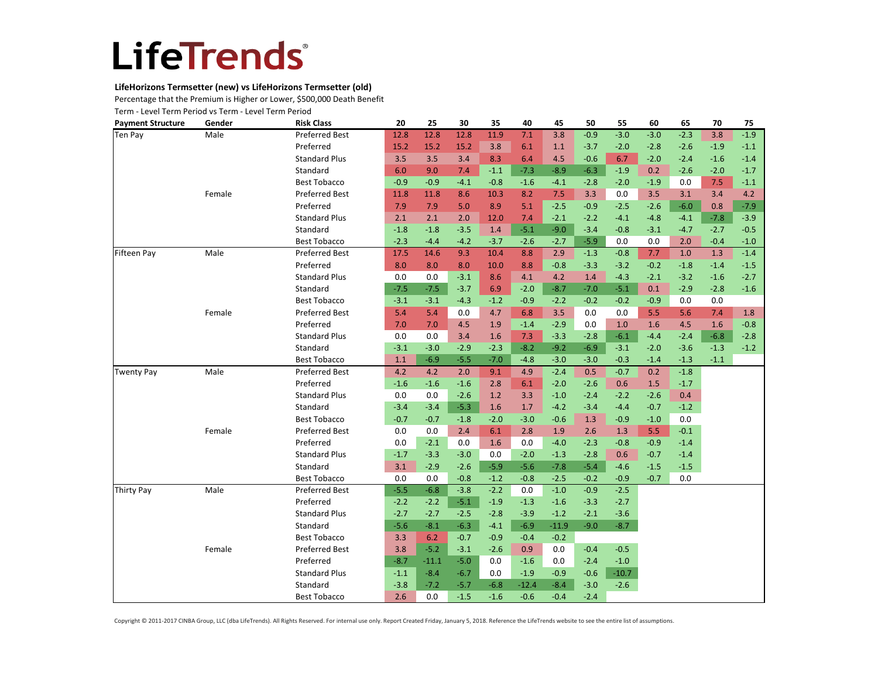# LifeTrends®

**LifeHorizons Termsetter (new) vs LifeHorizons Termsetter (old)**

Percentage that the Premium is Higher or Lower, $500,000 Death Benefit

Term - Level Term Period vs Term - Level Term Period

| Payment Structure | Gender | Risk Class | 20 | 25 | 30 | 35 | 40 | 45 | 50 | 55 | 60 | 65 | 70 | 75 |
|---|---|---|---|---|---|---|---|---|---|---|---|---|---|---|
| Ten Pay | Male | Preferred Best | 12.8 | 12.8 | 12.8 | 11.9 | 7.1 | 3.8 | -0.9 | -3.0 | -3.0 | -2.3 | 3.8 | -1.9 |
| | | Preferred | 15.2 | 15.2 | 15.2 | 3.8 | 6.1 | 1.1 | -3.7 | -2.0 | -2.8 | -2.6 | -1.9 | -1.1 |
| | | Standard Plus | 3.5 | 3.5 | 3.4 | 8.3 | 6.4 | 4.5 | -0.6 | 6.7 | -2.0 | -2.4 | -1.6 | -1.4 |
| | | Standard | 6.0 | 9.0 | 7.4 | -1.1 | -7.3 | -8.9 | -6.3 | -1.9 | 0.2 | -2.6 | -2.0 | -1.7 |
| | | Best Tobacco | -0.9 | -0.9 | -4.1 | -0.8 | -1.6 | -4.1 | -2.8 | -2.0 | -1.9 | 0.0 | 7.5 | -1.1 |
| | Female | Preferred Best | 11.8 | 11.8 | 8.6 | 10.3 | 8.2 | 7.5 | 3.3 | 0.0 | 3.5 | 3.1 | 3.4 | 4.2 |
| | | Preferred | 7.9 | 7.9 | 5.0 | 8.9 | 5.1 | -2.5 | -0.9 | -2.5 | -2.6 | -6.0 | 0.8 | -7.9 |
| | | Standard Plus | 2.1 | 2.1 | 2.0 | 12.0 | 7.4 | -2.1 | -2.2 | -4.1 | -4.8 | -4.1 | -7.8 | -3.9 |
| | | Standard | -1.8 | -1.8 | -3.5 | 1.4 | -5.1 | -9.0 | -3.4 | -0.8 | -3.1 | -4.7 | -2.7 | -0.5 |
| | | Best Tobacco | -2.3 | -4.4 | -4.2 | -3.7 | -2.6 | -2.7 | -5.9 | 0.0 | 0.0 | 2.0 | -0.4 | -1.0 |
| Fifteen Pay | Male | Preferred Best | 17.5 | 14.6 | 9.3 | 10.4 | 8.8 | 2.9 | -1.3 | -0.8 | 7.7 | 1.0 | 1.3 | -1.4 |
| | | Preferred | 8.0 | 8.0 | 8.0 | 10.0 | 8.8 | -0.8 | -3.3 | -3.2 | -0.2 | -1.8 | -1.4 | -1.5 |
| | | Standard Plus | 0.0 | 0.0 | -3.1 | 8.6 | 4.1 | 4.2 | 1.4 | -4.3 | -2.1 | -3.2 | -1.6 | -2.7 |
| | | Standard | -7.5 | -7.5 | -3.7 | 6.9 | -2.0 | -8.7 | -7.0 | -5.1 | 0.1 | -2.9 | -2.8 | -1.6 |
| | | Best Tobacco | -3.1 | -3.1 | -4.3 | -1.2 | -0.9 | -2.2 | -0.2 | -0.2 | -0.9 | 0.0 | 0.0 | |
| | Female | Preferred Best | 5.4 | 5.4 | 0.0 | 4.7 | 6.8 | 3.5 | 0.0 | 0.0 | 5.5 | 5.6 | 7.4 | 1.8 |
| | | Preferred | 7.0 | 7.0 | 4.5 | 1.9 | -1.4 | -2.9 | 0.0 | 1.0 | 1.6 | 4.5 | 1.6 | -0.8 |
| | | Standard Plus | 0.0 | 0.0 | 3.4 | 1.6 | 7.3 | -3.3 | -2.8 | -6.1 | -4.4 | -2.4 | -6.8 | -2.8 |
| | | Standard | -3.1 | -3.0 | -2.9 | -2.3 | -8.2 | -9.2 | -6.9 | -3.1 | -2.0 | -3.6 | -1.3 | -1.2 |
| | | Best Tobacco | 1.1 | -6.9 | -5.5 | -7.0 | -4.8 | -3.0 | -3.0 | -0.3 | -1.4 | -1.3 | -1.1 | |
| Twenty Pay | Male | Preferred Best | 4.2 | 4.2 | 2.0 | 9.1 | 4.9 | -2.4 | 0.5 | -0.7 | 0.2 | -1.8 | | |
| | | Preferred | -1.6 | -1.6 | -1.6 | 2.8 | 6.1 | -2.0 | -2.6 | 0.6 | 1.5 | -1.7 | | |
| | | Standard Plus | 0.0 | 0.0 | -2.6 | 1.2 | 3.3 | -1.0 | -2.4 | -2.2 | -2.6 | 0.4 | | |
| | | Standard | -3.4 | -3.4 | -5.3 | 1.6 | 1.7 | -4.2 | -3.4 | -4.4 | -0.7 | -1.2 | | |
| | | Best Tobacco | -0.7 | -0.7 | -1.8 | -2.0 | -3.0 | -0.6 | 1.3 | -0.9 | -1.0 | 0.0 | | |
| | Female | Preferred Best | 0.0 | 0.0 | 2.4 | 6.1 | 2.8 | 1.9 | 2.6 | 1.3 | 5.5 | -0.1 | | |
| | | Preferred | 0.0 | -2.1 | 0.0 | 1.6 | 0.0 | -4.0 | -2.3 | -0.8 | -0.9 | -1.4 | | |
| | | Standard Plus | -1.7 | -3.3 | -3.0 | 0.0 | -2.0 | -1.3 | -2.8 | 0.6 | -0.7 | -1.4 | | |
| | | Standard | 3.1 | -2.9 | -2.6 | -5.9 | -5.6 | -7.8 | -5.4 | -4.6 | -1.5 | -1.5 | | |
| | | Best Tobacco | 0.0 | 0.0 | -0.8 | -1.2 | -0.8 | -2.5 | -0.2 | -0.9 | -0.7 | 0.0 | | |
| Thirty Pay | Male | Preferred Best | -5.5 | -6.8 | -3.8 | -2.2 | 0.0 | -1.0 | -0.9 | -2.5 | | | | |
| | | Preferred | -2.2 | -2.2 | -5.1 | -1.9 | -1.3 | -1.6 | -3.3 | -2.7 | | | | |
| | | Standard Plus | -2.7 | -2.7 | -2.5 | -2.8 | -3.9 | -1.2 | -2.1 | -3.6 | | | | |
| | | Standard | -5.6 | -8.1 | -6.3 | -4.1 | -6.9 | -11.9 | -9.0 | -8.7 | | | | |
| | | Best Tobacco | 3.3 | 6.2 | -0.7 | -0.9 | -0.4 | -0.2 | | | | | | |
| | Female | Preferred Best | 3.8 | -5.2 | -3.1 | -2.6 | 0.9 | 0.0 | -0.4 | -0.5 | | | | |
| | | Preferred | -8.7 | -11.1 | -5.0 | 0.0 | -1.6 | 0.0 | -2.4 | -1.0 | | | | |
| | | Standard Plus | -1.1 | -8.4 | -6.7 | 0.0 | -1.9 | -0.9 | -0.6 | -10.7 | | | | |
| | | Standard | -3.8 | -7.2 | -5.7 | -6.8 | -12.4 | -8.4 | -3.0 | -2.6 | | | | |
| | | Best Tobacco | 2.6 | 0.0 | -1.5 | -1.6 | -0.6 | -0.4 | -2.4 | | | | | |

Copyright © 2011-2017 CINBA Group, LLC (dba LifeTrends). All Rights Reserved. For internal use only. Report Created Friday, January 5, 2018. Reference the LifeTrends website to see the entire list of assumptions.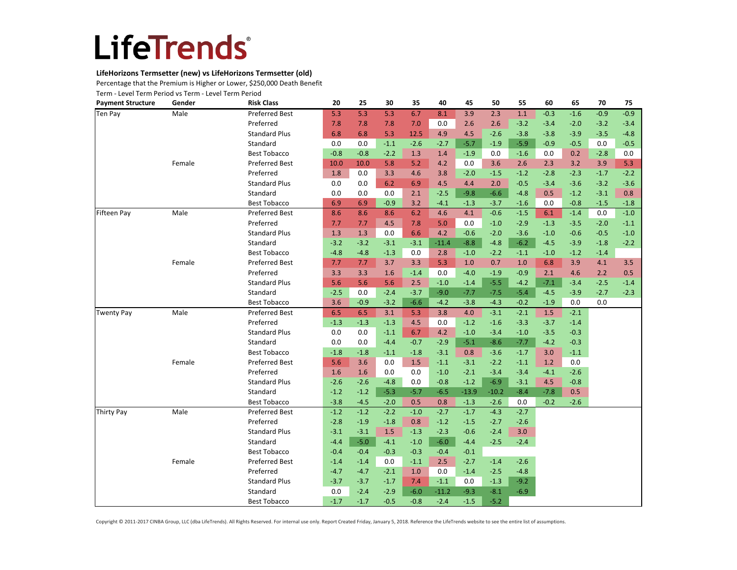# LifeTrends®

**LifeHorizons Termsetter (new) vs LifeHorizons Termsetter (old)**

Percentage that the Premium is Higher or Lower, $250,000 Death Benefit

Term - Level Term Period vs Term - Level Term Period

| Payment Structure | Gender | Risk Class | 20 | 25 | 30 | 35 | 40 | 45 | 50 | 55 | 60 | 65 | 70 | 75 |
|---|---|---|---|---|---|---|---|---|---|---|---|---|---|---|
| Ten Pay | Male | Preferred Best | 5.3 | 5.3 | 5.3 | 6.7 | 8.1 | 3.9 | 2.3 | 1.1 | -0.3 | -1.6 | -0.9 | -0.9 |
| | | Preferred | 7.8 | 7.8 | 7.8 | 7.0 | 0.0 | 2.6 | 2.6 | -3.2 | -3.4 | -2.0 | -3.2 | -3.4 |
| | | Standard Plus | 6.8 | 6.8 | 5.3 | 12.5 | 4.9 | 4.5 | -2.6 | -3.8 | -3.8 | -3.9 | -3.5 | -4.8 |
| | | Standard | 0.0 | 0.0 | -1.1 | -2.6 | -2.7 | -5.7 | -1.9 | -5.9 | -0.9 | -0.5 | 0.0 | -0.5 |
| | | Best Tobacco | -0.8 | -0.8 | -2.2 | 1.3 | 1.4 | -1.9 | 0.0 | -1.6 | 0.0 | 0.2 | -2.8 | 0.0 |
| | Female | Preferred Best | 10.0 | 10.0 | 5.8 | 5.2 | 4.2 | 0.0 | 3.6 | 2.6 | 2.3 | 3.2 | 3.9 | 5.3 |
| | | Preferred | 1.8 | 0.0 | 3.3 | 4.6 | 3.8 | -2.0 | -1.5 | -1.2 | -2.8 | -2.3 | -1.7 | -2.2 |
| | | Standard Plus | 0.0 | 0.0 | 6.2 | 6.9 | 4.5 | 4.4 | 2.0 | -0.5 | -3.4 | -3.6 | -3.2 | -3.6 |
| | | Standard | 0.0 | 0.0 | 0.0 | 2.1 | -2.5 | -9.8 | -6.6 | -4.8 | 0.5 | -1.2 | -3.1 | 0.8 |
| | | Best Tobacco | 6.9 | 6.9 | -0.9 | 3.2 | -4.1 | -1.3 | -3.7 | -1.6 | 0.0 | -0.8 | -1.5 | -1.8 |
| Fifteen Pay | Male | Preferred Best | 8.6 | 8.6 | 8.6 | 6.2 | 4.6 | 4.1 | -0.6 | -1.5 | 6.1 | -1.4 | 0.0 | -1.0 |
| | | Preferred | 7.7 | 7.7 | 4.5 | 7.8 | 5.0 | 0.0 | -1.0 | -2.9 | -1.3 | -3.5 | -2.0 | -1.1 |
| | | Standard Plus | 1.3 | 1.3 | 0.0 | 6.6 | 4.2 | -0.6 | -2.0 | -3.6 | -1.0 | -0.6 | -0.5 | -1.0 |
| | | Standard | -3.2 | -3.2 | -3.1 | -3.1 | -11.4 | -8.8 | -4.8 | -6.2 | -4.5 | -3.9 | -1.8 | -2.2 |
| | | Best Tobacco | -4.8 | -4.8 | -1.3 | 0.0 | 2.8 | -1.0 | -2.2 | -1.1 | -1.0 | -1.2 | -1.4 | |
| | Female | Preferred Best | 7.7 | 7.7 | 3.7 | 3.3 | 5.3 | 1.0 | 0.7 | 1.0 | 6.8 | 3.9 | 4.1 | 3.5 |
| | | Preferred | 3.3 | 3.3 | 1.6 | -1.4 | 0.0 | -4.0 | -1.9 | -0.9 | 2.1 | 4.6 | 2.2 | 0.5 |
| | | Standard Plus | 5.6 | 5.6 | 5.6 | 2.5 | -1.0 | -1.4 | -5.5 | -4.2 | -7.1 | -3.4 | -2.5 | -1.4 |
| | | Standard | -2.5 | 0.0 | -2.4 | -3.7 | -9.0 | -7.7 | -7.5 | -5.4 | -4.5 | -3.9 | -2.7 | -2.3 |
| | | Best Tobacco | 3.6 | -0.9 | -3.2 | -6.6 | -4.2 | -3.8 | -4.3 | -0.2 | -1.9 | 0.0 | 0.0 | |
| Twenty Pay | Male | Preferred Best | 6.5 | 6.5 | 3.1 | 5.3 | 3.8 | 4.0 | -3.1 | -2.1 | 1.5 | -2.1 | | |
| | | Preferred | -1.3 | -1.3 | -1.3 | 4.5 | 0.0 | -1.2 | -1.6 | -3.3 | -3.7 | -1.4 | | |
| | | Standard Plus | 0.0 | 0.0 | -1.1 | 6.7 | 4.2 | -1.0 | -3.4 | -1.0 | -3.5 | -0.3 | | |
| | | Standard | 0.0 | 0.0 | -4.4 | -0.7 | -2.9 | -5.1 | -8.6 | -7.7 | -4.2 | -0.3 | | |
| | | Best Tobacco | -1.8 | -1.8 | -1.1 | -1.8 | -3.1 | 0.8 | -3.6 | -1.7 | 3.0 | -1.1 | | |
| | Female | Preferred Best | 5.6 | 3.6 | 0.0 | 1.5 | -1.1 | -3.1 | -2.2 | -1.1 | 1.2 | 0.0 | | |
| | | Preferred | 1.6 | 1.6 | 0.0 | 0.0 | -1.0 | -2.1 | -3.4 | -3.4 | -4.1 | -2.6 | | |
| | | Standard Plus | -2.6 | -2.6 | -4.8 | 0.0 | -0.8 | -1.2 | -6.9 | -3.1 | 4.5 | -0.8 | | |
| | | Standard | -1.2 | -1.2 | -5.3 | -5.7 | -6.5 | -13.9 | -10.2 | -8.4 | -7.8 | 0.5 | | |
| | | Best Tobacco | -3.8 | -4.5 | -2.0 | 0.5 | 0.8 | -1.3 | -2.6 | 0.0 | -0.2 | -2.6 | | |
| Thirty Pay | Male | Preferred Best | -1.2 | -1.2 | -2.2 | -1.0 | -2.7 | -1.7 | -4.3 | -2.7 | | | | |
| | | Preferred | -2.8 | -1.9 | -1.8 | 0.8 | -1.2 | -1.5 | -2.7 | -2.6 | | | | |
| | | Standard Plus | -3.1 | -3.1 | 1.5 | -1.3 | -2.3 | -0.6 | -2.4 | 3.0 | | | | |
| | | Standard | -4.4 | -5.0 | -4.1 | -1.0 | -6.0 | -4.4 | -2.5 | -2.4 | | | | |
| | | Best Tobacco | -0.4 | -0.4 | -0.3 | -0.3 | -0.4 | -0.1 | | | | | | |
| | Female | Preferred Best | -1.4 | -1.4 | 0.0 | -1.1 | 2.5 | -2.7 | -1.4 | -2.6 | | | | |
| | | Preferred | -4.7 | -4.7 | -2.1 | 1.0 | 0.0 | -1.4 | -2.5 | -4.8 | | | | |
| | | Standard Plus | -3.7 | -3.7 | -1.7 | 7.4 | -1.1 | 0.0 | -1.3 | -9.2 | | | | |
| | | Standard | 0.0 | -2.4 | -2.9 | -6.0 | -11.2 | -9.3 | -8.1 | -6.9 | | | | |
| | | Best Tobacco | -1.7 | -1.7 | -0.5 | -0.8 | -2.4 | -1.5 | -5.2 | | | | | |

Copyright © 2011-2017 CINBA Group, LLC (dba LifeTrends). All Rights Reserved. For internal use only. Report Created Friday, January 5, 2018. Reference the LifeTrends website to see the entire list of assumptions.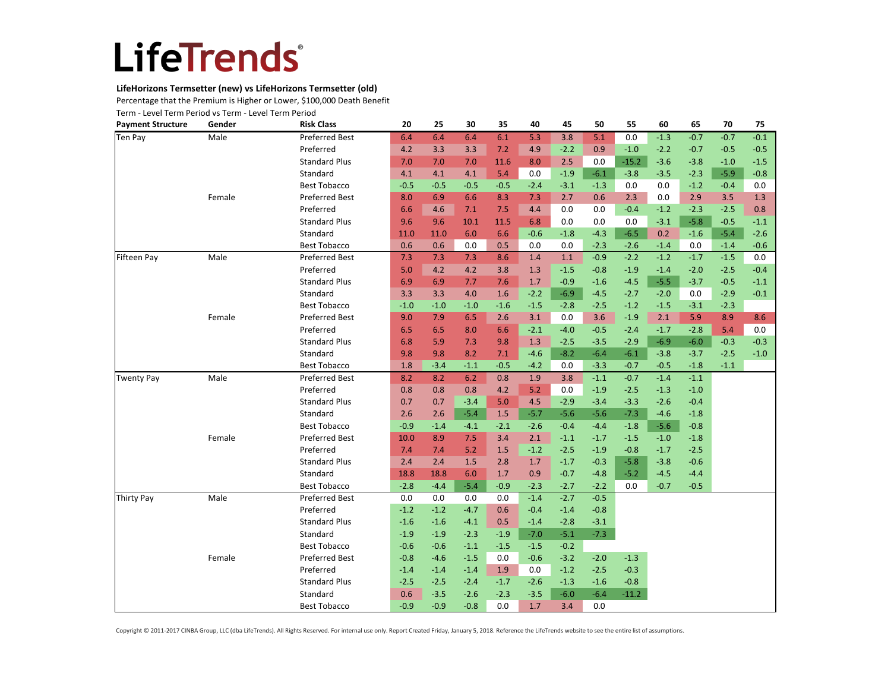# LifeTrends®

**LifeHorizons Termsetter (new) vs LifeHorizons Termsetter (old)**

Percentage that the Premium is Higher or Lower, $100,000 Death Benefit

Term - Level Term Period vs Term - Level Term Period

| Payment Structure | Gender | Risk Class | 20 | 25 | 30 | 35 | 40 | 45 | 50 | 55 | 60 | 65 | 70 | 75 |
|---|---|---|---|---|---|---|---|---|---|---|---|---|---|---|
| Ten Pay | Male | Preferred Best | 6.4 | 6.4 | 6.4 | 6.1 | 5.3 | 3.8 | 5.1 | 0.0 | -1.3 | -0.7 | -0.7 | -0.1 |
| | | Preferred | 4.2 | 3.3 | 3.3 | 7.2 | 4.9 | -2.2 | 0.9 | -1.0 | -2.2 | -0.7 | -0.5 | -0.5 |
| | | Standard Plus | 7.0 | 7.0 | 7.0 | 11.6 | 8.0 | 2.5 | 0.0 | -15.2 | -3.6 | -3.8 | -1.0 | -1.5 |
| | | Standard | 4.1 | 4.1 | 4.1 | 5.4 | 0.0 | -1.9 | -6.1 | -3.8 | -3.5 | -2.3 | -5.9 | -0.8 |
| | | Best Tobacco | -0.5 | -0.5 | -0.5 | -0.5 | -2.4 | -3.1 | -1.3 | 0.0 | 0.0 | -1.2 | -0.4 | 0.0 |
| | Female | Preferred Best | 8.0 | 6.9 | 6.6 | 8.3 | 7.3 | 2.7 | 0.6 | 2.3 | 0.0 | 2.9 | 3.5 | 1.3 |
| | | Preferred | 6.6 | 4.6 | 7.1 | 7.5 | 4.4 | 0.0 | 0.0 | -0.4 | -1.2 | -2.3 | -2.5 | 0.8 |
| | | Standard Plus | 9.6 | 9.6 | 10.1 | 11.5 | 6.8 | 0.0 | 0.0 | 0.0 | -3.1 | -5.8 | -0.5 | -1.1 |
| | | Standard | 11.0 | 11.0 | 6.0 | 6.6 | -0.6 | -1.8 | -4.3 | -6.5 | 0.2 | -1.6 | -5.4 | -2.6 |
| | | Best Tobacco | 0.6 | 0.6 | 0.0 | 0.5 | 0.0 | 0.0 | -2.3 | -2.6 | -1.4 | 0.0 | -1.4 | -0.6 |
| Fifteen Pay | Male | Preferred Best | 7.3 | 7.3 | 7.3 | 8.6 | 1.4 | 1.1 | -0.9 | -2.2 | -1.2 | -1.7 | -1.5 | 0.0 |
| | | Preferred | 5.0 | 4.2 | 4.2 | 3.8 | 1.3 | -1.5 | -0.8 | -1.9 | -1.4 | -2.0 | -2.5 | -0.4 |
| | | Standard Plus | 6.9 | 6.9 | 7.7 | 7.6 | 1.7 | -0.9 | -1.6 | -4.5 | -5.5 | -3.7 | -0.5 | -1.1 |
| | | Standard | 3.3 | 3.3 | 4.0 | 1.6 | -2.2 | -6.9 | -4.5 | -2.7 | -2.0 | 0.0 | -2.9 | -0.1 |
| | | Best Tobacco | -1.0 | -1.0 | -1.0 | -1.6 | -1.5 | -2.8 | -2.5 | -1.2 | -1.5 | -3.1 | -2.3 | |
| | Female | Preferred Best | 9.0 | 7.9 | 6.5 | 2.6 | 3.1 | 0.0 | 3.6 | -1.9 | 2.1 | 5.9 | 8.9 | 8.6 |
| | | Preferred | 6.5 | 6.5 | 8.0 | 6.6 | -2.1 | -4.0 | -0.5 | -2.4 | -1.7 | -2.8 | 5.4 | 0.0 |
| | | Standard Plus | 6.8 | 5.9 | 7.3 | 9.8 | 1.3 | -2.5 | -3.5 | -2.9 | -6.9 | -6.0 | -0.3 | -0.3 |
| | | Standard | 9.8 | 9.8 | 8.2 | 7.1 | -4.6 | -8.2 | -6.4 | -6.1 | -3.8 | -3.7 | -2.5 | -1.0 |
| | | Best Tobacco | 1.8 | -3.4 | -1.1 | -0.5 | -4.2 | 0.0 | -3.3 | -0.7 | -0.5 | -1.8 | -1.1 | |
| Twenty Pay | Male | Preferred Best | 8.2 | 8.2 | 6.2 | 0.8 | 1.9 | 3.8 | -1.1 | -0.7 | -1.4 | -1.1 | | |
| | | Preferred | 0.8 | 0.8 | 0.8 | 4.2 | 5.2 | 0.0 | -1.9 | -2.5 | -1.3 | -1.0 | | |
| | | Standard Plus | 0.7 | 0.7 | -3.4 | 5.0 | 4.5 | -2.9 | -3.4 | -3.3 | -2.6 | -0.4 | | |
| | | Standard | 2.6 | 2.6 | -5.4 | 1.5 | -5.7 | -5.6 | -5.6 | -7.3 | -4.6 | -1.8 | | |
| | | Best Tobacco | -0.9 | -1.4 | -4.1 | -2.1 | -2.6 | -0.4 | -4.4 | -1.8 | -5.6 | -0.8 | | |
| | Female | Preferred Best | 10.0 | 8.9 | 7.5 | 3.4 | 2.1 | -1.1 | -1.7 | -1.5 | -1.0 | -1.8 | | |
| | | Preferred | 7.4 | 7.4 | 5.2 | 1.5 | -1.2 | -2.5 | -1.9 | -0.8 | -1.7 | -2.5 | | |
| | | Standard Plus | 2.4 | 2.4 | 1.5 | 2.8 | 1.7 | -1.7 | -0.3 | -5.8 | -3.8 | -0.6 | | |
| | | Standard | 18.8 | 18.8 | 6.0 | 1.7 | 0.9 | -0.7 | -4.8 | -5.2 | -4.5 | -4.4 | | |
| | | Best Tobacco | -2.8 | -4.4 | -5.4 | -0.9 | -2.3 | -2.7 | -2.2 | 0.0 | -0.7 | -0.5 | | |
| Thirty Pay | Male | Preferred Best | 0.0 | 0.0 | 0.0 | 0.0 | -1.4 | -2.7 | -0.5 | | | | | |
| | | Preferred | -1.2 | -1.2 | -4.7 | 0.6 | -0.4 | -1.4 | -0.8 | | | | | |
| | | Standard Plus | -1.6 | -1.6 | -4.1 | 0.5 | -1.4 | -2.8 | -3.1 | | | | | |
| | | Standard | -1.9 | -1.9 | -2.3 | -1.9 | -7.0 | -5.1 | -7.3 | | | | | |
| | | Best Tobacco | -0.6 | -0.6 | -1.1 | -1.5 | -1.5 | -0.2 | | | | | | |
| | Female | Preferred Best | -0.8 | -4.6 | -1.5 | 0.0 | -0.6 | -3.2 | -2.0 | -1.3 | | | | |
| | | Preferred | -1.4 | -1.4 | -1.4 | 1.9 | 0.0 | -1.2 | -2.5 | -0.3 | | | | |
| | | Standard Plus | -2.5 | -2.5 | -2.4 | -1.7 | -2.6 | -1.3 | -1.6 | -0.8 | | | | |
| | | Standard | 0.6 | -3.5 | -2.6 | -2.3 | -3.5 | -6.0 | -6.4 | -11.2 | | | | |
| | | Best Tobacco | -0.9 | -0.9 | -0.8 | 0.0 | 1.7 | 3.4 | 0.0 | | | | | |

Copyright © 2011-2017 CINBA Group, LLC (dba LifeTrends). All Rights Reserved. For internal use only. Report Created Friday, January 5, 2018. Reference the LifeTrends website to see the entire list of assumptions.